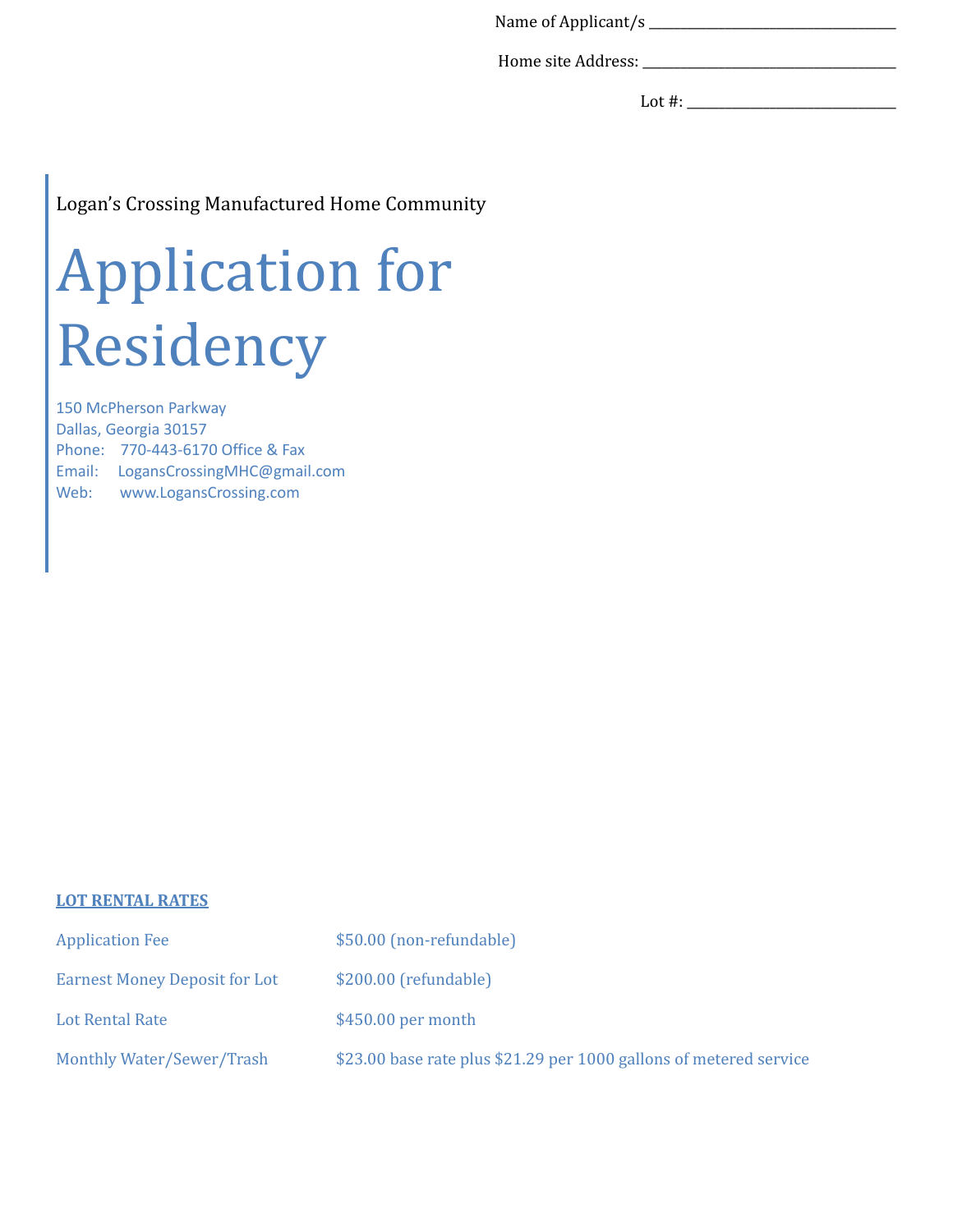Name of Applicant/s ___________________________________

Home site Address: ___________________________________

Lot #: ______________________________

Logan's Crossing Manufactured Home Community

# Application for Residency

150 McPherson Parkway
Dallas, Georgia 30157
Phone: 770-443-6170 Office & Fax
Email: LogansCrossingMHC@gmail.com
Web: www.LogansCrossing.com

## LOT RENTAL RATES

| | |
|---|---|
| Application Fee | $50.00 (non-refundable) |
| Earnest Money Deposit for Lot | $200.00 (refundable) |
| Lot Rental Rate | $450.00 per month |
| Monthly Water/Sewer/Trash | $23.00 base rate plus $21.29 per 1000 gallons of metered service |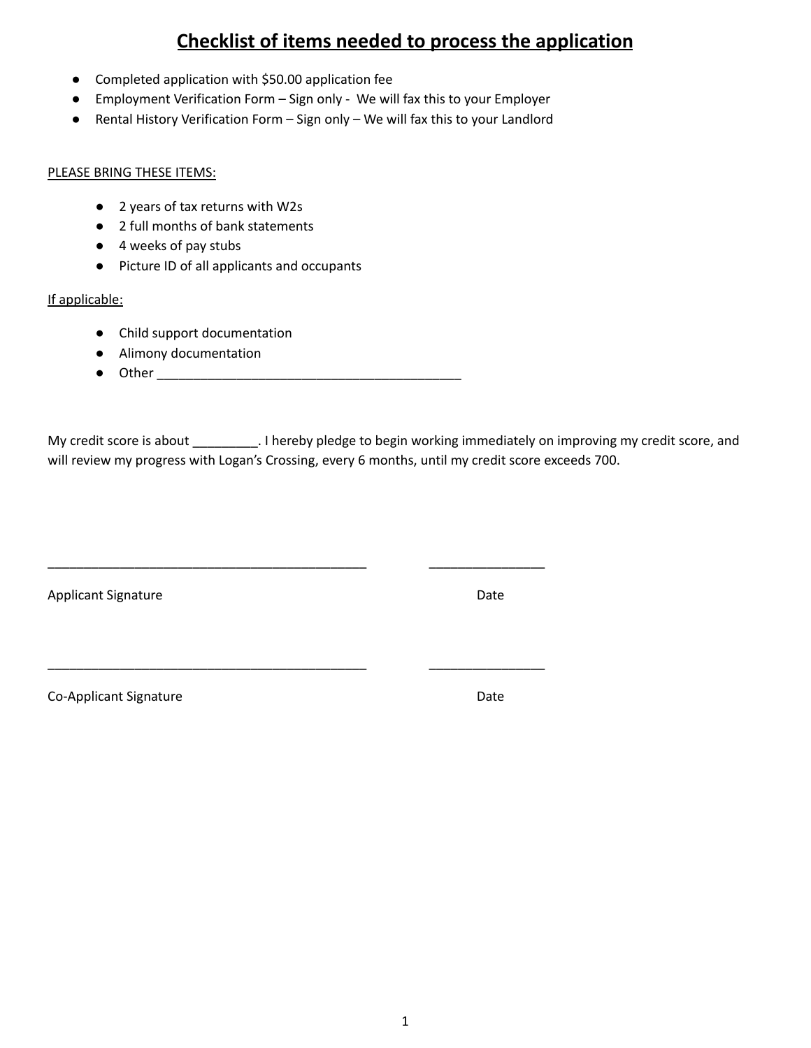# Checklist of items needed to process the application

- Completed application with $50.00 application fee
- Employment Verification Form – Sign only - We will fax this to your Employer
- Rental History Verification Form – Sign only – We will fax this to your Landlord

PLEASE BRING THESE ITEMS:

- 2 years of tax returns with W2s
- 2 full months of bank statements
- 4 weeks of pay stubs
- Picture ID of all applicants and occupants

If applicable:

- Child support documentation
- Alimony documentation
- Other ___________________________________________

My credit score is about _________. I hereby pledge to begin working immediately on improving my credit score, and will review my progress with Logan's Crossing, every 6 months, until my credit score exceeds 700.

_____________________________________________ ________________

Applicant Signature Date

_____________________________________________ ________________

Co-Applicant Signature Date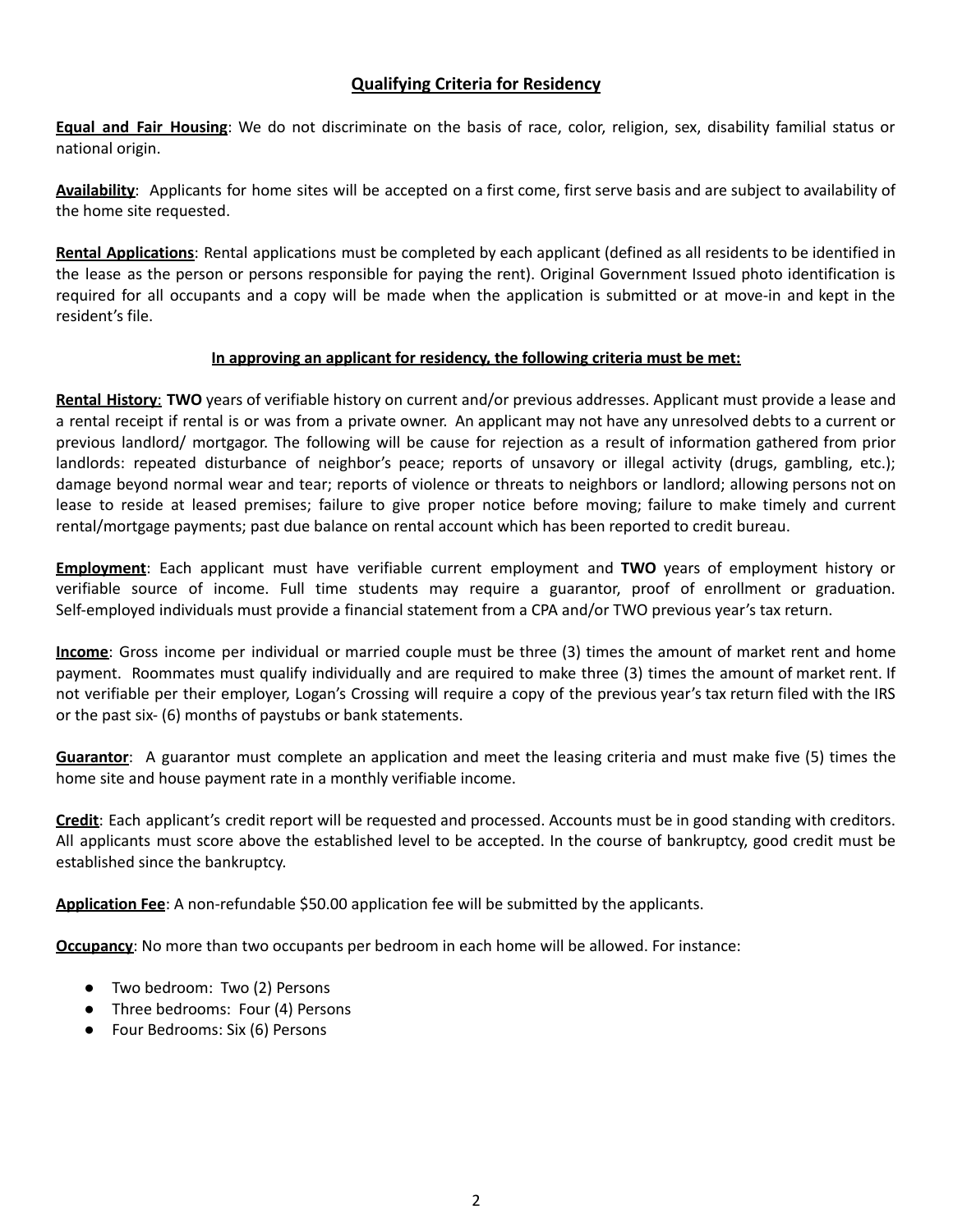## Qualifying Criteria for Residency

**Equal and Fair Housing**: We do not discriminate on the basis of race, color, religion, sex, disability familial status or national origin.

**Availability**: Applicants for home sites will be accepted on a first come, first serve basis and are subject to availability of the home site requested.

**Rental Applications**: Rental applications must be completed by each applicant (defined as all residents to be identified in the lease as the person or persons responsible for paying the rent). Original Government Issued photo identification is required for all occupants and a copy will be made when the application is submitted or at move-in and kept in the resident's file.

**In approving an applicant for residency, the following criteria must be met:**

**Rental History**: **TWO** years of verifiable history on current and/or previous addresses. Applicant must provide a lease and a rental receipt if rental is or was from a private owner. An applicant may not have any unresolved debts to a current or previous landlord/ mortgagor. The following will be cause for rejection as a result of information gathered from prior landlords: repeated disturbance of neighbor's peace; reports of unsavory or illegal activity (drugs, gambling, etc.); damage beyond normal wear and tear; reports of violence or threats to neighbors or landlord; allowing persons not on lease to reside at leased premises; failure to give proper notice before moving; failure to make timely and current rental/mortgage payments; past due balance on rental account which has been reported to credit bureau.

**Employment**: Each applicant must have verifiable current employment and **TWO** years of employment history or verifiable source of income. Full time students may require a guarantor, proof of enrollment or graduation. Self-employed individuals must provide a financial statement from a CPA and/or TWO previous year's tax return.

**Income**: Gross income per individual or married couple must be three (3) times the amount of market rent and home payment. Roommates must qualify individually and are required to make three (3) times the amount of market rent. If not verifiable per their employer, Logan's Crossing will require a copy of the previous year's tax return filed with the IRS or the past six- (6) months of paystubs or bank statements.

**Guarantor**: A guarantor must complete an application and meet the leasing criteria and must make five (5) times the home site and house payment rate in a monthly verifiable income.

**Credit**: Each applicant's credit report will be requested and processed. Accounts must be in good standing with creditors. All applicants must score above the established level to be accepted. In the course of bankruptcy, good credit must be established since the bankruptcy.

**Application Fee**: A non-refundable $50.00 application fee will be submitted by the applicants.

**Occupancy**: No more than two occupants per bedroom in each home will be allowed. For instance:

- Two bedroom: Two (2) Persons
- Three bedrooms: Four (4) Persons
- Four Bedrooms: Six (6) Persons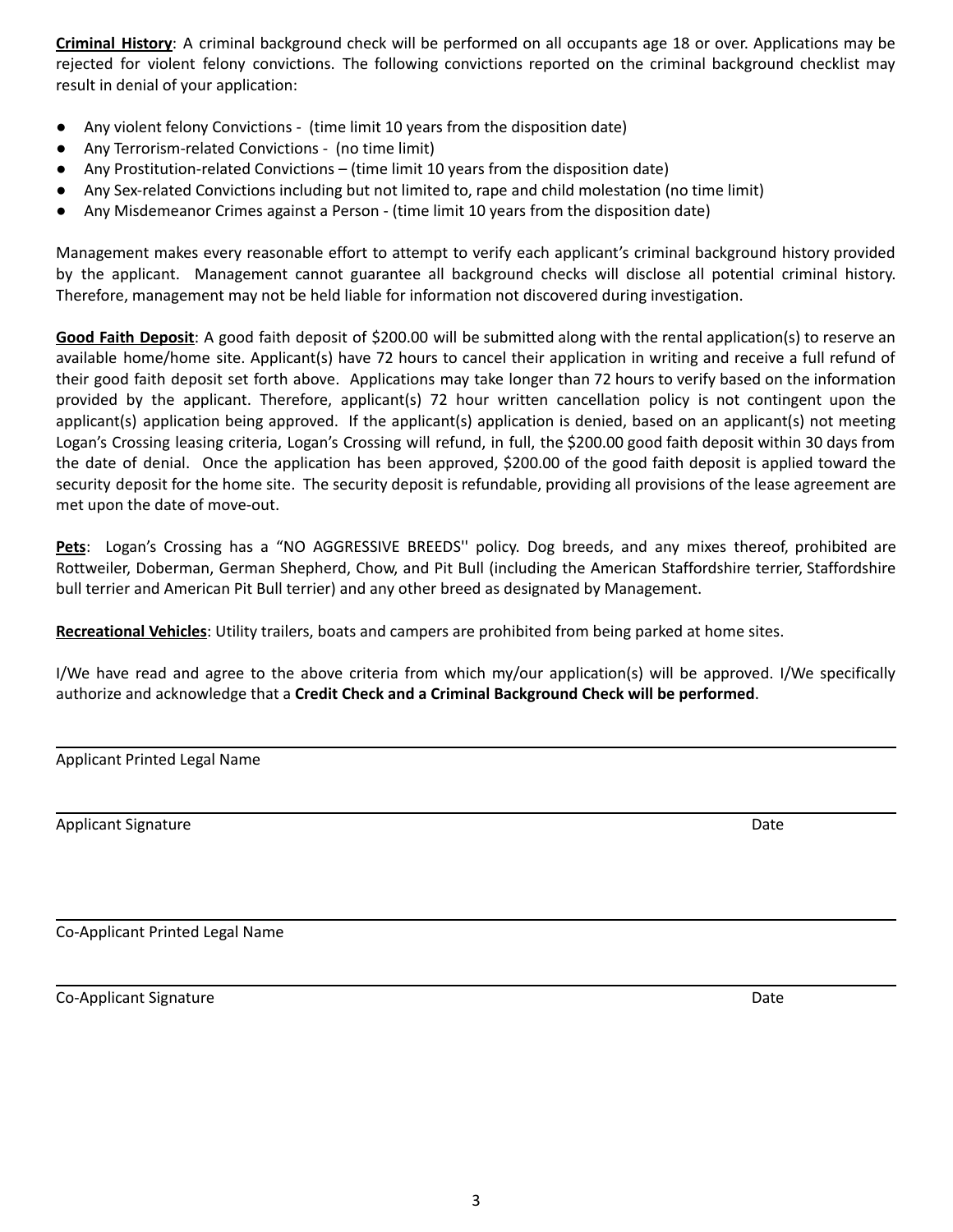**Criminal History**: A criminal background check will be performed on all occupants age 18 or over. Applications may be rejected for violent felony convictions. The following convictions reported on the criminal background checklist may result in denial of your application:

- Any violent felony Convictions - (time limit 10 years from the disposition date)
- Any Terrorism-related Convictions - (no time limit)
- Any Prostitution-related Convictions – (time limit 10 years from the disposition date)
- Any Sex-related Convictions including but not limited to, rape and child molestation (no time limit)
- Any Misdemeanor Crimes against a Person - (time limit 10 years from the disposition date)

Management makes every reasonable effort to attempt to verify each applicant's criminal background history provided by the applicant. Management cannot guarantee all background checks will disclose all potential criminal history. Therefore, management may not be held liable for information not discovered during investigation.

**Good Faith Deposit**: A good faith deposit of $200.00 will be submitted along with the rental application(s) to reserve an available home/home site. Applicant(s) have 72 hours to cancel their application in writing and receive a full refund of their good faith deposit set forth above. Applications may take longer than 72 hours to verify based on the information provided by the applicant. Therefore, applicant(s) 72 hour written cancellation policy is not contingent upon the applicant(s) application being approved. If the applicant(s) application is denied, based on an applicant(s) not meeting Logan's Crossing leasing criteria, Logan's Crossing will refund, in full, the $200.00 good faith deposit within 30 days from the date of denial. Once the application has been approved, $200.00 of the good faith deposit is applied toward the security deposit for the home site. The security deposit is refundable, providing all provisions of the lease agreement are met upon the date of move-out.

**Pets**: Logan's Crossing has a "NO AGGRESSIVE BREEDS'' policy. Dog breeds, and any mixes thereof, prohibited are Rottweiler, Doberman, German Shepherd, Chow, and Pit Bull (including the American Staffordshire terrier, Staffordshire bull terrier and American Pit Bull terrier) and any other breed as designated by Management.

**Recreational Vehicles**: Utility trailers, boats and campers are prohibited from being parked at home sites.

I/We have read and agree to the above criteria from which my/our application(s) will be approved. I/We specifically authorize and acknowledge that a **Credit Check and a Criminal Background Check will be performed**.

\_\_\_\_\_\_\_\_\_\_\_\_\_\_\_\_\_\_\_\_\_\_\_\_\_\_\_\_\_\_\_\_\_\_\_\_\_\_\_\_\_\_\_\_

Applicant Printed Legal Name

\_\_\_\_\_\_\_\_\_\_\_\_\_\_\_\_\_\_\_\_\_\_\_\_\_\_\_\_\_\_\_\_\_\_\_\_\_\_\_\_\_\_\_\_

Applicant Signature Date

\_\_\_\_\_\_\_\_\_\_\_\_\_\_\_\_\_\_\_\_\_\_\_\_\_\_\_\_\_\_\_\_\_\_\_\_\_\_\_\_\_\_\_\_

Co-Applicant Printed Legal Name

\_\_\_\_\_\_\_\_\_\_\_\_\_\_\_\_\_\_\_\_\_\_\_\_\_\_\_\_\_\_\_\_\_\_\_\_\_\_\_\_\_\_\_\_

Co-Applicant Signature Date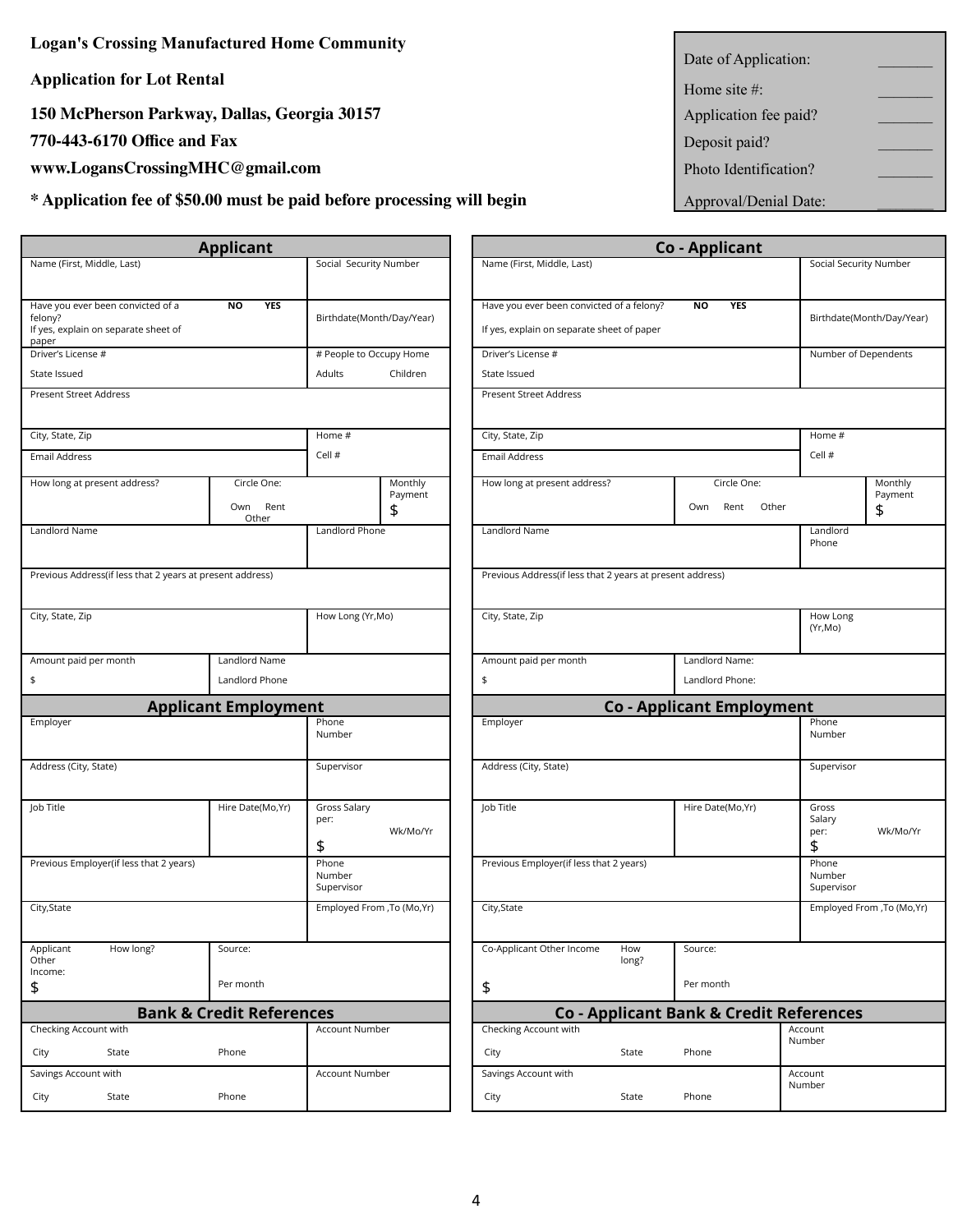**Logan's Crossing Manufactured Home Community**

**Application for Lot Rental**

**150 McPherson Parkway, Dallas, Georgia 30157**

**770-443-6170 Office and Fax**

**www.LogansCrossingMHC@gmail.com**

**\* Application fee of $50.00 must be paid before processing will begin**

| | |
|---|---|
| Date of Application: | _______ |
| Home site #: | _______ |
| Application fee paid? | _______ |
| Deposit paid? | _______ |
| Photo Identification? | _______ |
| Approval/Denial Date: | _______ |

## Applicant

| | | |
|---|---|---|
| Name (First, Middle, Last) | | Social Security Number |
| Have you ever been convicted of a felony? NO YES<br>If yes, explain on separate sheet of paper | | Birthdate(Month/Day/Year) |
| Driver's License #<br>State Issued | | # People to Occupy Home<br>Adults Children |
| Present Street Address | | |
| City, State, Zip | | Home # |
| Email Address | | Cell # |
| How long at present address? | Circle One:<br>Own Rent Other | Monthly Payment<br>$ |
| Landlord Name | | Landlord Phone |
| Previous Address(if less that 2 years at present address) | | |
| City, State, Zip | | How Long (Yr,Mo) |
| Amount paid per month<br>$ | Landlord Name<br>Landlord Phone | |

## Applicant Employment

| | | |
|---|---|---|
| Employer | | Phone Number |
| Address (City, State) | | Supervisor |
| Job Title | Hire Date(Mo,Yr) | Gross Salary per: Wk/Mo/Yr<br>$ |
| Previous Employer(if less that 2 years) | | Phone Number<br>Supervisor |
| City,State | | Employed From ,To (Mo,Yr) |
| Applicant Other Income: How long?<br>$ | Source:<br>Per month | |

## Bank & Credit References

| | | |
|---|---|---|
| Checking Account with<br>City State | Phone | Account Number |
| Savings Account with<br>City State | Phone | Account Number |

## Co - Applicant

| | | |
|---|---|---|
| Name (First, Middle, Last) | | Social Security Number |
| Have you ever been convicted of a felony? NO YES<br>If yes, explain on separate sheet of paper | | Birthdate(Month/Day/Year) |
| Driver's License #<br>State Issued | | Number of Dependents |
| Present Street Address | | |
| City, State, Zip | | Home # |
| Email Address | | Cell # |
| How long at present address? | Circle One:<br>Own Rent Other | Monthly Payment<br>$ |
| Landlord Name | | Landlord Phone |
| Previous Address(if less that 2 years at present address) | | |
| City, State, Zip | | How Long (Yr,Mo) |
| Amount paid per month<br>$ | Landlord Name:<br>Landlord Phone: | |

## Co - Applicant Employment

| | | |
|---|---|---|
| Employer | | Phone Number |
| Address (City, State) | | Supervisor |
| Job Title | Hire Date(Mo,Yr) | Gross Salary per: Wk/Mo/Yr<br>$ |
| Previous Employer(if less that 2 years) | | Phone Number<br>Supervisor |
| City,State | | Employed From ,To (Mo,Yr) |
| Co-Applicant Other Income How long?<br>$ | Source:<br>Per month | |

## Co - Applicant Bank & Credit References

| | | |
|---|---|---|
| Checking Account with<br>City State | Phone | Account Number |
| Savings Account with<br>City State | Phone | Account Number |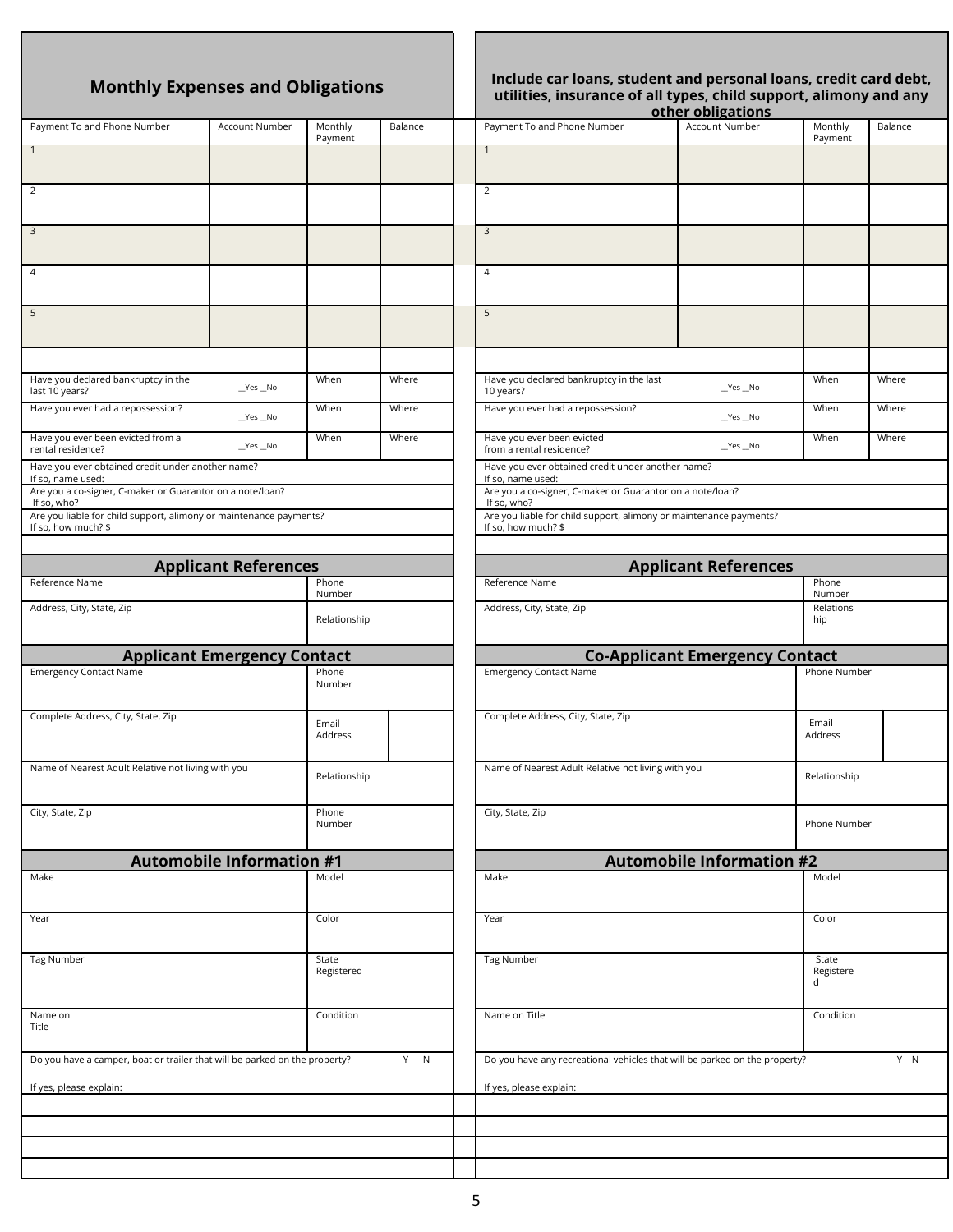## Monthly Expenses and Obligations

**Include car loans, student and personal loans, credit card debt, utilities, insurance of all types, child support, alimony and any other obligations**

| Payment To and Phone Number | Account Number | Monthly Payment | Balance |
|---|---|---|---|
| 1 | | | |
| 2 | | | |
| 3 | | | |
| 4 | | | |
| 5 | | | |

| | | When | Where |
|---|---|---|---|
| Have you declared bankruptcy in the last 10 years? | __Yes __No | When | Where |
| Have you ever had a repossession? | __Yes __No | When | Where |
| Have you ever been evicted from a rental residence? | __Yes __No | When | Where |

Have you ever obtained credit under another name?
If so, name used:

Are you a co-signer, C-maker or Guarantor on a note/loan?
If so, who?

Are you liable for child support, alimony or maintenance payments?
If so, how much? $

| Payment To and Phone Number | Account Number | Monthly Payment | Balance |
|---|---|---|---|
| 1 | | | |
| 2 | | | |
| 3 | | | |
| 4 | | | |
| 5 | | | |

| | | When | Where |
|---|---|---|---|
| Have you declared bankruptcy in the last 10 years? | __Yes __No | When | Where |
| Have you ever had a repossession? | __Yes __No | When | Where |
| Have you ever been evicted from a rental residence? | __Yes __No | When | Where |

Have you ever obtained credit under another name?
If so, name used:

Are you a co-signer, C-maker or Guarantor on a note/loan?
If so, who?

Are you liable for child support, alimony or maintenance payments?
If so, how much? $

## Applicant References

| Reference Name | Phone Number |
|---|---|
| Address, City, State, Zip | Relationship |

## Applicant References

| Reference Name | Phone Number |
|---|---|
| Address, City, State, Zip | Relationship |

## Applicant Emergency Contact

| Emergency Contact Name | Phone Number |
|---|---|
| Complete Address, City, State, Zip | Email Address |
| Name of Nearest Adult Relative not living with you | Relationship |
| City, State, Zip | Phone Number |

## Co-Applicant Emergency Contact

| Emergency Contact Name | Phone Number |
|---|---|
| Complete Address, City, State, Zip | Email Address |
| Name of Nearest Adult Relative not living with you | Relationship |
| City, State, Zip | Phone Number |

## Automobile Information #1

| Make | Model |
|---|---|
| Year | Color |
| Tag Number | State Registered |
| Name on Title | Condition |

Do you have a camper, boat or trailer that will be parked on the property? Y N

If yes, please explain: ______________________________________

## Automobile Information #2

| Make | Model |
|---|---|
| Year | Color |
| Tag Number | State Registered |
| Name on Title | Condition |

Do you have any recreational vehicles that will be parked on the property? Y N

If yes, please explain: ______________________________________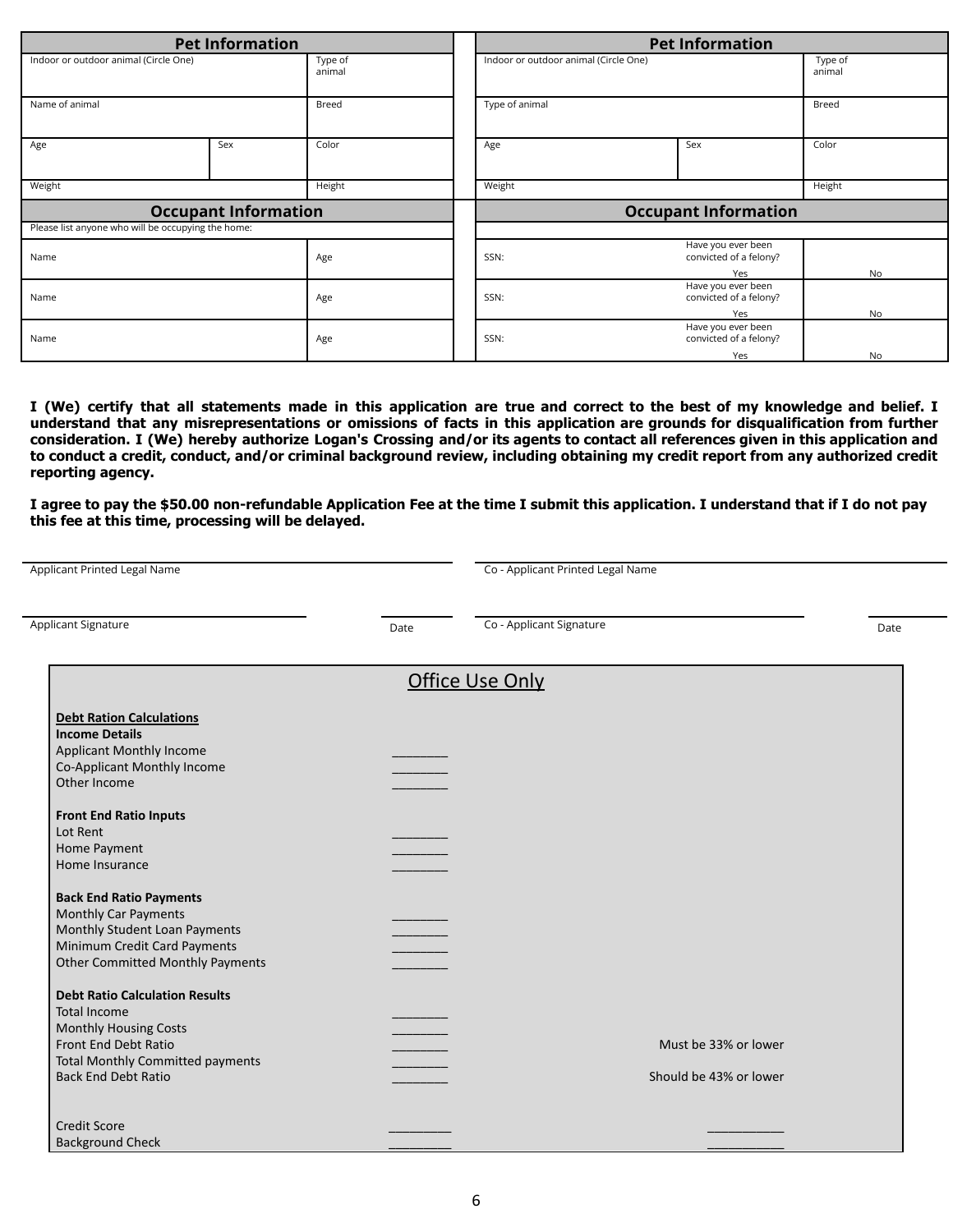| Pet Information | | |
|---|---|---|
| Indoor or outdoor animal (Circle One) | | Type of animal |
| Name of animal | | Breed |
| Age | Sex | Color |
| Weight | | Height |

| Pet Information | | |
|---|---|---|
| Indoor or outdoor animal (Circle One) | | Type of animal |
| Type of animal | | Breed |
| Age | Sex | Color |
| Weight | | Height |

| Occupant Information | | | | |
|---|---|---|---|---|
| Please list anyone who will be occupying the home: | | | | |
| Name | Age | SSN: | Have you ever been convicted of a felony? Yes | No |
| Name | Age | SSN: | Have you ever been convicted of a felony? Yes | No |
| Name | Age | SSN: | Have you ever been convicted of a felony? Yes | No |

**I (We) certify that all statements made in this application are true and correct to the best of my knowledge and belief. I understand that any misrepresentations or omissions of facts in this application are grounds for disqualification from further consideration. I (We) hereby authorize Logan's Crossing and/or its agents to contact all references given in this application and to conduct a credit, conduct, and/or criminal background review, including obtaining my credit report from any authorized credit reporting agency.**

**I agree to pay the $50.00 non-refundable Application Fee at the time I submit this application. I understand that if I do not pay this fee at this time, processing will be delayed.**

| | | | |
|---|---|---|---|
| Applicant Printed Legal Name | | Co - Applicant Printed Legal Name | |
| Applicant Signature | Date | Co - Applicant Signature | Date |

## Office Use Only

**Debt Ration Calculations**

**Income Details**

| | | |
|---|---|---|
| Applicant Monthly Income | ________ | |
| Co-Applicant Monthly Income | ________ | |
| Other Income | ________ | |

**Front End Ratio Inputs**

| | | |
|---|---|---|
| Lot Rent | ________ | |
| Home Payment | ________ | |
| Home Insurance | ________ | |

**Back End Ratio Payments**

| | | |
|---|---|---|
| Monthly Car Payments | ________ | |
| Monthly Student Loan Payments | ________ | |
| Minimum Credit Card Payments | ________ | |
| Other Committed Monthly Payments | ________ | |

**Debt Ratio Calculation Results**

| | | |
|---|---|---|
| Total Income | ________ | |
| Monthly Housing Costs | ________ | |
| Front End Debt Ratio | ________ | Must be 33% or lower |
| Total Monthly Committed payments | ________ | |
| Back End Debt Ratio | ________ | Should be 43% or lower |
| Credit Score | _________ | ___________ |
| Background Check | _________ | ___________ |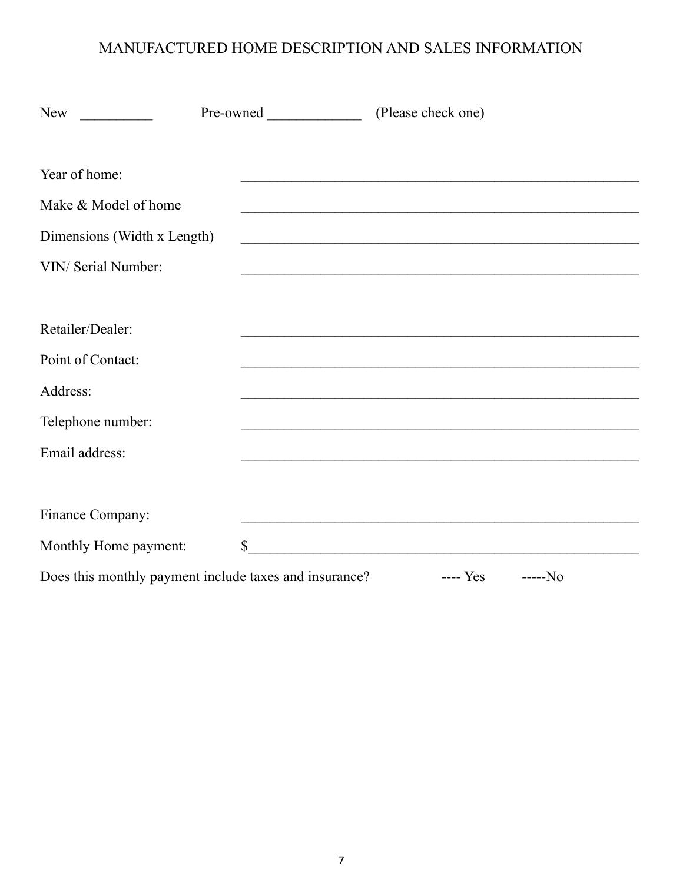# MANUFACTURED HOME DESCRIPTION AND SALES INFORMATION

New __________ Pre-owned _____________ (Please check one)

Year of home: ________________________________________________________

Make & Model of home ________________________________________________________

Dimensions (Width x Length) ________________________________________________________

VIN/ Serial Number: ________________________________________________________

Retailer/Dealer: ________________________________________________________

Point of Contact: ________________________________________________________

Address: ________________________________________________________

Telephone number: ________________________________________________________

Email address: ________________________________________________________

Finance Company: ________________________________________________________

Monthly Home payment: $_______________________________________________________

Does this monthly payment include taxes and insurance? ---- Yes -----No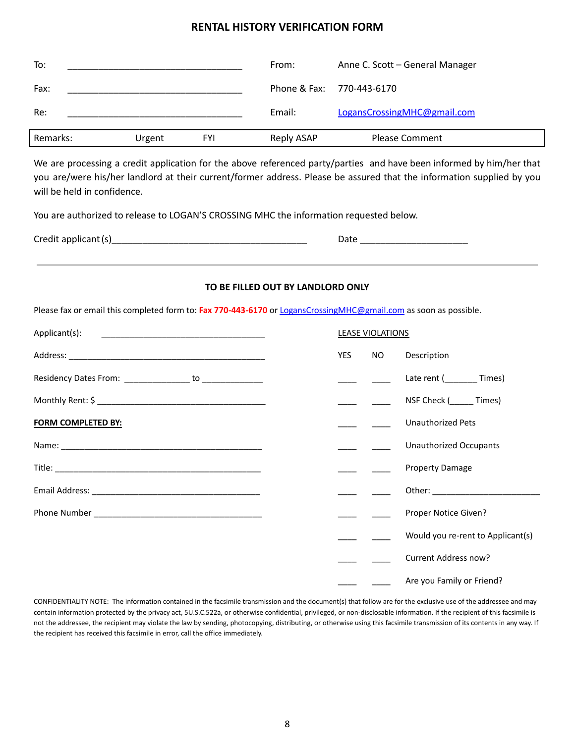# RENTAL HISTORY VERIFICATION FORM

| | | | |
|---|---|---|---|
| To: | ___________________________________ | From: | Anne C. Scott – General Manager |
| Fax: | ___________________________________ | Phone & Fax: | 770-443-6170 |
| Re: | ___________________________________ | Email: | LogansCrossingMHC@gmail.com |

| Remarks: | Urgent | FYI | Reply ASAP | Please Comment |
|---|---|---|---|---|

We are processing a credit application for the above referenced party/parties and have been informed by him/her that you are/were his/her landlord at their current/former address. Please be assured that the information supplied by you will be held in confidence.

You are authorized to release to LOGAN'S CROSSING MHC the information requested below.

Credit applicant (s)_______________________________________ Date _____________________

---

### TO BE FILLED OUT BY LANDLORD ONLY

Please fax or email this completed form to: **Fax 770-443-6170** or LogansCrossingMHC@gmail.com as soon as possible.

Applicant(s): ___________________________________

Address: ___________________________________________

Residency Dates From: ______________ to _____________

Monthly Rent: $ ____________________________________

**FORM COMPLETED BY:**

Name: ____________________________________________

Title: _____________________________________________

Email Address: ____________________________________

Phone Number ____________________________________

LEASE VIOLATIONS

| YES | NO | Description |
|---|---|---|
| ____ | ____ | Late rent (_______ Times) |
| ____ | ____ | NSF Check (_____ Times) |
| ____ | ____ | Unauthorized Pets |
| ____ | ____ | Unauthorized Occupants |
| ____ | ____ | Property Damage |
| ____ | ____ | Other: _______________________ |
| ____ | ____ | Proper Notice Given? |
| ____ | ____ | Would you re-rent to Applicant(s) |
| ____ | ____ | Current Address now? |
| ____ | ____ | Are you Family or Friend? |

CONFIDENTIALITY NOTE: The information contained in the facsimile transmission and the document(s) that follow are for the exclusive use of the addressee and may contain information protected by the privacy act, 5U.S.C.522a, or otherwise confidential, privileged, or non-disclosable information. If the recipient of this facsimile is not the addressee, the recipient may violate the law by sending, photocopying, distributing, or otherwise using this facsimile transmission of its contents in any way. If the recipient has received this facsimile in error, call the office immediately.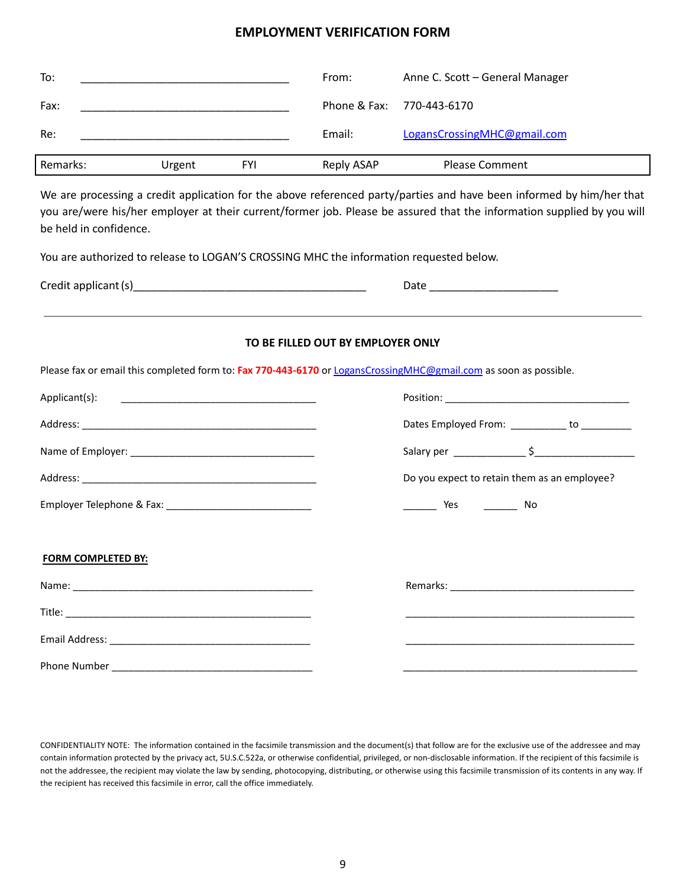# EMPLOYMENT VERIFICATION FORM

| | | | |
|---|---|---|---|
| To: | ___________________________________ | From: | Anne C. Scott – General Manager |
| Fax: | ___________________________________ | Phone & Fax: | 770-443-6170 |
| Re: | ___________________________________ | Email: | LogansCrossingMHC@gmail.com |

| Remarks: | Urgent | FYI | Reply ASAP | Please Comment |
|---|---|---|---|---|

We are processing a credit application for the above referenced party/parties and have been informed by him/her that you are/were his/her employer at their current/former job. Please be assured that the information supplied by you will be held in confidence.

You are authorized to release to LOGAN'S CROSSING MHC the information requested below.

Credit applicant (s)______________________________________ Date _____________________

---

## TO BE FILLED OUT BY EMPLOYER ONLY

Please fax or email this completed form to: **Fax 770-443-6170** or LogansCrossingMHC@gmail.com as soon as possible.

Applicant(s): __________________________________

Address: ____________________________________________

Name of Employer: _________________________________

Address: ____________________________________________

Employer Telephone & Fax: _________________________

Position: ________________________________

Dates Employed From: __________ to _________

Salary per _____________ $_________________

Do you expect to retain them as an employee?

______ Yes ______ No

**FORM COMPLETED BY:**

Name: ____________________________________________

Title: ____________________________________________

Email Address: ____________________________________

Phone Number ____________________________________

Remarks: _________________________________

__________________________________________

__________________________________________

__________________________________________

CONFIDENTIALITY NOTE: The information contained in the facsimile transmission and the document(s) that follow are for the exclusive use of the addressee and may contain information protected by the privacy act, 5U.S.C.522a, or otherwise confidential, privileged, or non-disclosable information. If the recipient of this facsimile is not the addressee, the recipient may violate the law by sending, photocopying, distributing, or otherwise using this facsimile transmission of its contents in any way. If the recipient has received this facsimile in error, call the office immediately.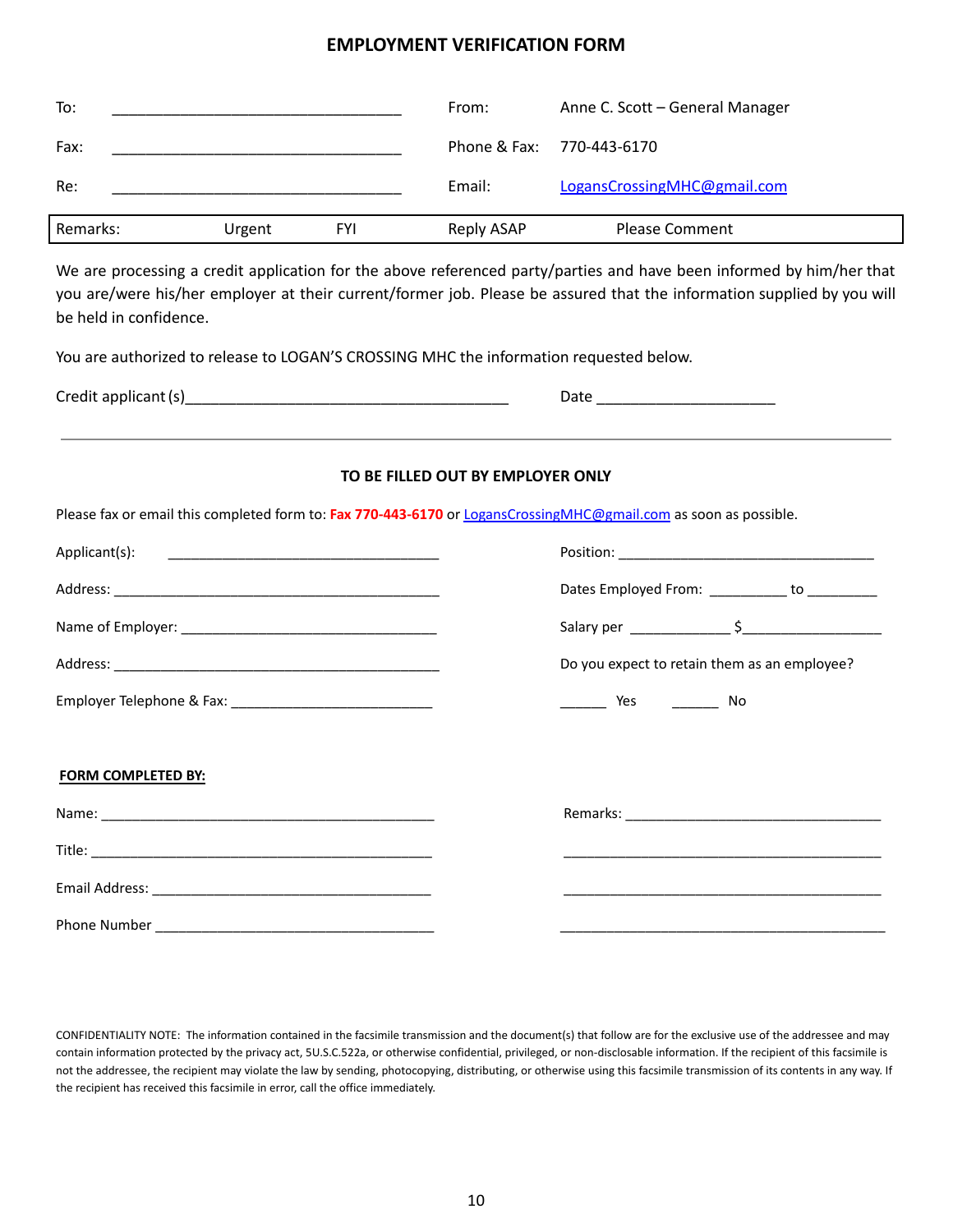# EMPLOYMENT VERIFICATION FORM

| | | | |
|---|---|---|---|
| To: | ___________________________________ | From: | Anne C. Scott – General Manager |
| Fax: | ___________________________________ | Phone & Fax: | 770-443-6170 |
| Re: | ___________________________________ | Email: | LogansCrossingMHC@gmail.com |

| | | | | |
|---|---|---|---|---|
| Remarks: | Urgent | FYI | Reply ASAP | Please Comment |

We are processing a credit application for the above referenced party/parties and have been informed by him/her that you are/were his/her employer at their current/former job. Please be assured that the information supplied by you will be held in confidence.

You are authorized to release to LOGAN'S CROSSING MHC the information requested below.

Credit applicant (s)______________________________________ Date _____________________

---

### TO BE FILLED OUT BY EMPLOYER ONLY

Please fax or email this completed form to: **Fax 770-443-6170** or LogansCrossingMHC@gmail.com as soon as possible.

Applicant(s): _________________________________

Address: _____________________________________________

Name of Employer: _________________________________

Address: _____________________________________________

Employer Telephone & Fax: _________________________

Position: ________________________________

Dates Employed From: __________ to _________

Salary per _____________ $_________________

Do you expect to retain them as an employee?

______ Yes ______ No

**FORM COMPLETED BY:**

Name: ___________________________________________

Title: ___________________________________________

Email Address: ___________________________________

Phone Number ____________________________________

Remarks: _________________________________

_________________________________________

_________________________________________

_________________________________________

CONFIDENTIALITY NOTE: The information contained in the facsimile transmission and the document(s) that follow are for the exclusive use of the addressee and may contain information protected by the privacy act, 5U.S.C.522a, or otherwise confidential, privileged, or non-disclosable information. If the recipient of this facsimile is not the addressee, the recipient may violate the law by sending, photocopying, distributing, or otherwise using this facsimile transmission of its contents in any way. If the recipient has received this facsimile in error, call the office immediately.